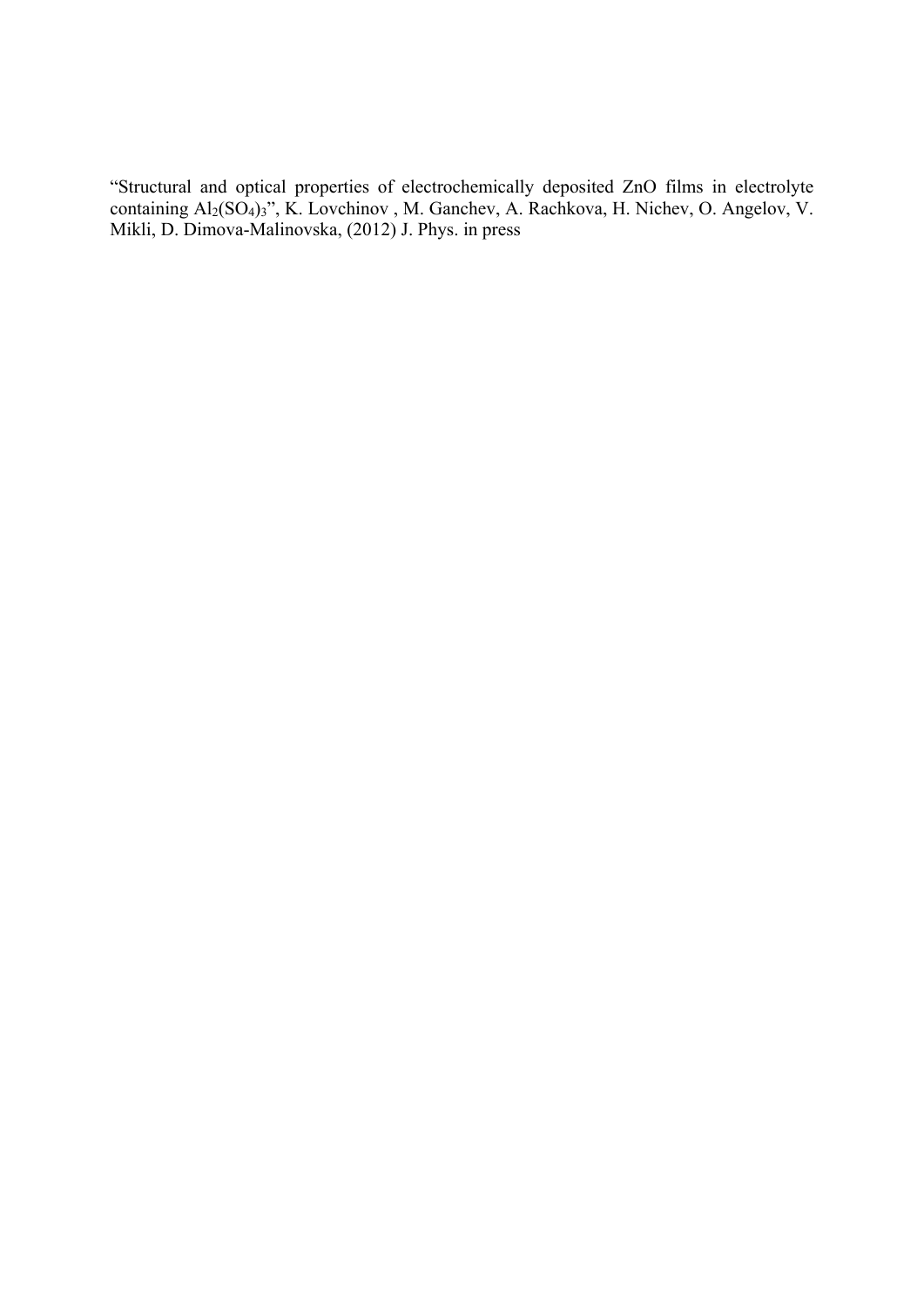"Structural and optical properties of electrochemically deposited ZnO films in electrolyte containing $Al_2(SO_4)_3$", K. Lovchinov , M. Ganchev, A. Rachkova, H. Nichev, O. Angelov, V. Mikli, D. Dimova-Malinovska, (2012) J. Phys. in press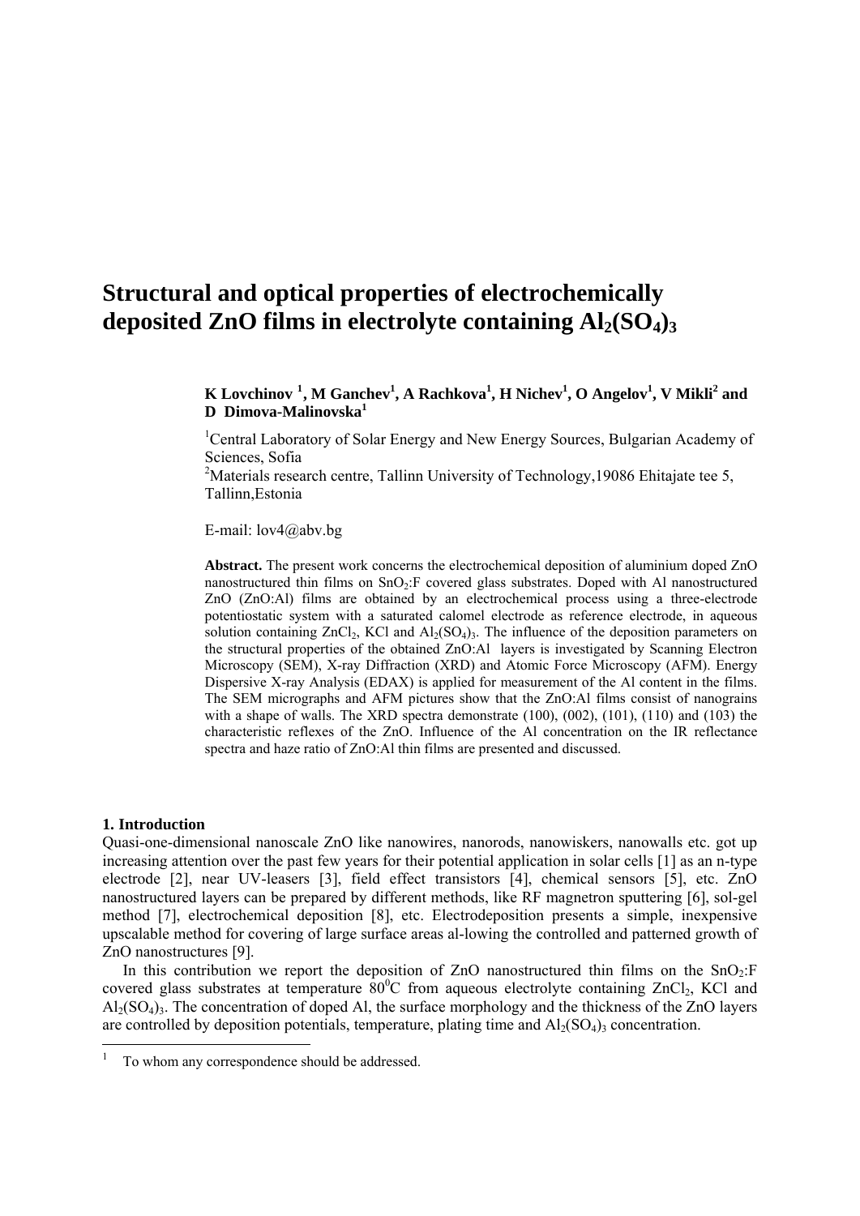# Structural and optical properties of electrochemically deposited ZnO films in electrolyte containing $Al_2(SO_4)_3$

**K Lovchinov [1], M Ganchev[1], A Rachkova[1], H Nichev[1], O Angelov[1], V Mikli[2] and D Dimova-Malinovska[1]**

[1]Central Laboratory of Solar Energy and New Energy Sources, Bulgarian Academy of Sciences, Sofia

[2]Materials research centre, Tallinn University of Technology,19086 Ehitajate tee 5, Tallinn,Estonia

E-mail: lov4@abv.bg

**Abstract.** The present work concerns the electrochemical deposition of aluminium doped ZnO nanostructured thin films on $SnO_2$:F covered glass substrates. Doped with Al nanostructured ZnO (ZnO:Al) films are obtained by an electrochemical process using a three-electrode potentiostatic system with a saturated calomel electrode as reference electrode, in aqueous solution containing $ZnCl_2$, KCl and $Al_2(SO_4)_3$. The influence of the deposition parameters on the structural properties of the obtained ZnO:Al layers is investigated by Scanning Electron Microscopy (SEM), X-ray Diffraction (XRD) and Atomic Force Microscopy (AFM). Energy Dispersive X-ray Analysis (EDAX) is applied for measurement of the Al content in the films. The SEM micrographs and AFM pictures show that the ZnO:Al films consist of nanograins with a shape of walls. The XRD spectra demonstrate (100), (002), (101), (110) and (103) the characteristic reflexes of the ZnO. Influence of the Al concentration on the IR reflectance spectra and haze ratio of ZnO:Al thin films are presented and discussed.

## 1. Introduction

Quasi-one-dimensional nanoscale ZnO like nanowires, nanorods, nanowiskers, nanowalls etc. got up increasing attention over the past few years for their potential application in solar cells [1] as an n-type electrode [2], near UV-leasers [3], field effect transistors [4], chemical sensors [5], etc. ZnO nanostructured layers can be prepared by different methods, like RF magnetron sputtering [6], sol-gel method [7], electrochemical deposition [8], etc. Electrodeposition presents a simple, inexpensive upscalable method for covering of large surface areas al-lowing the controlled and patterned growth of ZnO nanostructures [9].

In this contribution we report the deposition of ZnO nanostructured thin films on the $SnO_2$:F covered glass substrates at temperature $80^0$C from aqueous electrolyte containing $ZnCl_2$, KCl and $Al_2(SO_4)_3$. The concentration of doped Al, the surface morphology and the thickness of the ZnO layers are controlled by deposition potentials, temperature, plating time and $Al_2(SO_4)_3$ concentration.

[1] To whom any correspondence should be addressed.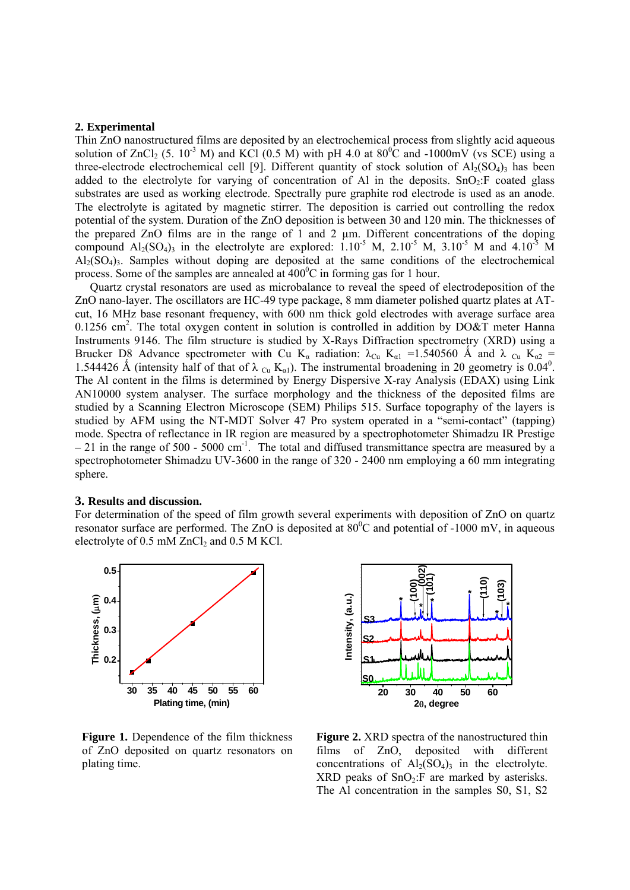## 2. Experimental

Thin ZnO nanostructured films are deposited by an electrochemical process from slightly acid aqueous solution of $ZnCl_2$ (5. $10^{-3}$ M) and KCl (0.5 M) with pH 4.0 at $80^0$C and -1000mV (vs SCE) using a three-electrode electrochemical cell [9]. Different quantity of stock solution of $Al_2(SO_4)_3$ has been added to the electrolyte for varying of concentration of Al in the deposits. $SnO_2$:F coated glass substrates are used as working electrode. Spectrally pure graphite rod electrode is used as an anode. The electrolyte is agitated by magnetic stirrer. The deposition is carried out controlling the redox potential of the system. Duration of the ZnO deposition is between 30 and 120 min. The thicknesses of the prepared ZnO films are in the range of 1 and 2 µm. Different concentrations of the doping compound $Al_2(SO_4)_3$ in the electrolyte are explored: $1.10^{-5}$ M, $2.10^{-5}$ M, $3.10^{-5}$ M and $4.10^{-5}$ M $Al_2(SO_4)_3$. Samples without doping are deposited at the same conditions of the electrochemical process. Some of the samples are annealed at $400^0$C in forming gas for 1 hour.

Quartz crystal resonators are used as microbalance to reveal the speed of electrodeposition of the ZnO nano-layer. The oscillators are HC-49 type package, 8 mm diameter polished quartz plates at AT-cut, 16 MHz base resonant frequency, with 600 nm thick gold electrodes with average surface area 0.1256 $cm^2$. The total oxygen content in solution is controlled in addition by DO&T meter Hanna Instruments 9146. The film structure is studied by X-Rays Diffraction spectrometry (XRD) using a Brucker D8 Advance spectrometer with Cu $K_\alpha$ radiation: $\lambda_{Cu}$ $K_{\alpha 1}$ =1.540560 Å and $\lambda_{Cu}$ $K_{\alpha 2}$ = 1.544426 Å (intensity half of that of $\lambda_{Cu}$ $K_{\alpha 1}$). The instrumental broadening in 2θ geometry is $0.04^0$. The Al content in the films is determined by Energy Dispersive X-ray Analysis (EDAX) using Link AN10000 system analyser. The surface morphology and the thickness of the deposited films are studied by a Scanning Electron Microscope (SEM) Philips 515. Surface topography of the layers is studied by AFM using the NT-MDT Solver 47 Pro system operated in a "semi-contact" (tapping) mode. Spectra of reflectance in IR region are measured by a spectrophotometer Shimadzu IR Prestige – 21 in the range of 500 - 5000 $cm^{-1}$. The total and diffused transmittance spectra are measured by a spectrophotometer Shimadzu UV-3600 in the range of 320 - 2400 nm employing a 60 mm integrating sphere.

## 3. Results and discussion.

For determination of the speed of film growth several experiments with deposition of ZnO on quartz resonator surface are performed. The ZnO is deposited at $80^0$C and potential of -1000 mV, in aqueous electrolyte of 0.5 mM $ZnCl_2$ and 0.5 M KCl.

**Figure 1.** Dependence of the film thickness of ZnO deposited on quartz resonators on plating time.

**Figure 2.** XRD spectra of the nanostructured thin films of ZnO, deposited with different concentrations of $Al_2(SO_4)_3$ in the electrolyte. XRD peaks of $SnO_2$:F are marked by asterisks. The Al concentration in the samples S0, S1, S2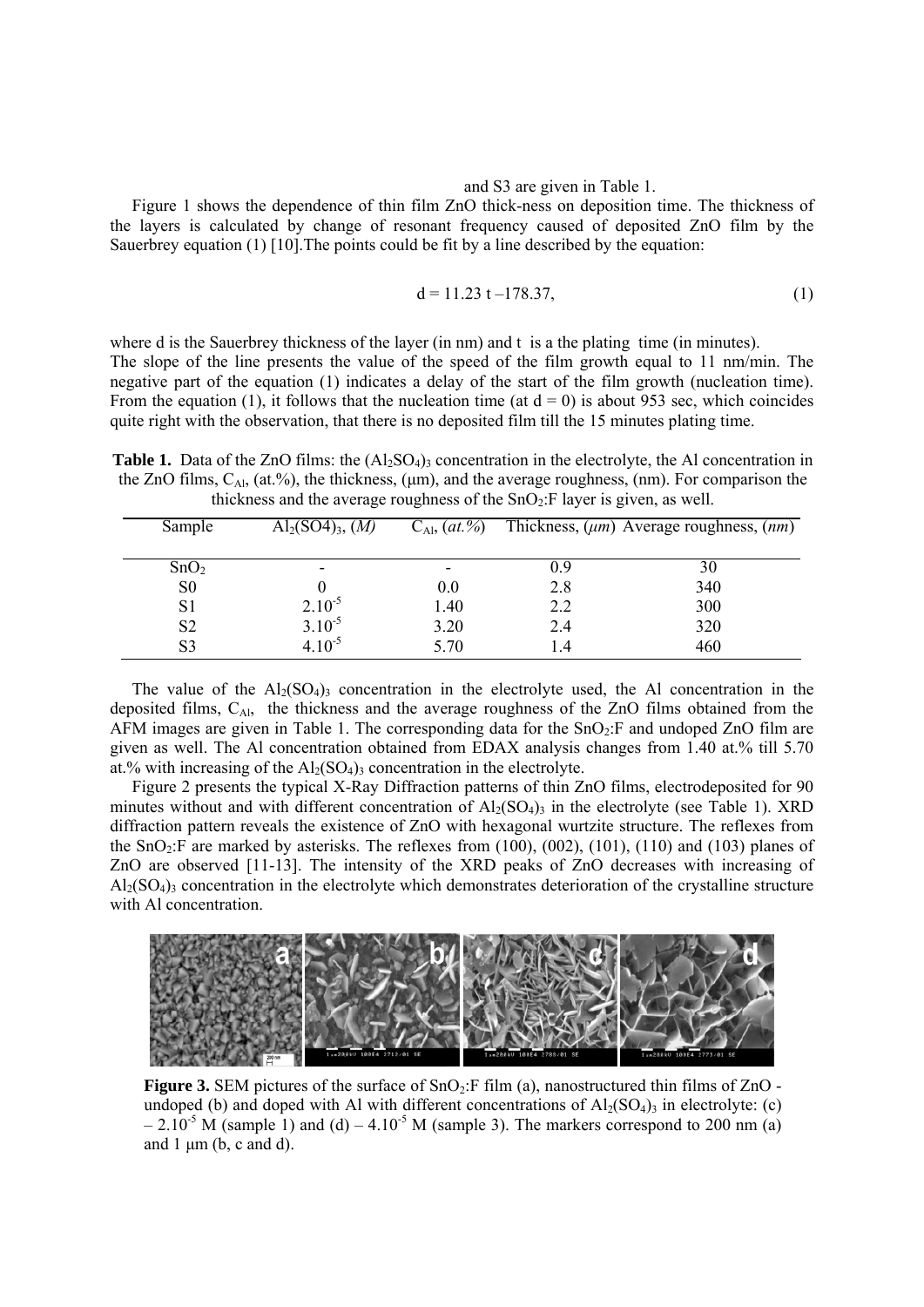and S3 are given in Table 1.

Figure 1 shows the dependence of thin film ZnO thick-ness on deposition time. The thickness of the layers is calculated by change of resonant frequency caused of deposited ZnO film by the Sauerbrey equation (1) [10].The points could be fit by a line described by the equation:

$$d = 11.23\ t - 178.37, \tag{1}$$

where d is the Sauerbrey thickness of the layer (in nm) and t is a the plating time (in minutes).

The slope of the line presents the value of the speed of the film growth equal to 11 nm/min. The negative part of the equation (1) indicates a delay of the start of the film growth (nucleation time). From the equation (1), it follows that the nucleation time (at d = 0) is about 953 sec, which coincides quite right with the observation, that there is no deposited film till the 15 minutes plating time.

**Table 1.** Data of the ZnO films: the $(Al_2SO_4)_3$ concentration in the electrolyte, the Al concentration in the ZnO films, $C_{Al}$, (at.%), the thickness, (μm), and the average roughness, (nm). For comparison the thickness and the average roughness of the $SnO_2$:F layer is given, as well.

| Sample | $Al_2(SO4)_3$, (*M*) | $C_{Al}$, (*at.%*) | Thickness, (*μm*) | Average roughness, (*nm*) |
|---|---|---|---|---|
| $SnO_2$ | - | - | 0.9 | 30 |
| S0 | 0 | 0.0 | 2.8 | 340 |
| S1 | $2.10^{-5}$ | 1.40 | 2.2 | 300 |
| S2 | $3.10^{-5}$ | 3.20 | 2.4 | 320 |
| S3 | $4.10^{-5}$ | 5.70 | 1.4 | 460 |

The value of the $Al_2(SO_4)_3$ concentration in the electrolyte used, the Al concentration in the deposited films, $C_{Al}$, the thickness and the average roughness of the ZnO films obtained from the AFM images are given in Table 1. The corresponding data for the $SnO_2$:F and undoped ZnO film are given as well. The Al concentration obtained from EDAX analysis changes from 1.40 at.% till 5.70 at.% with increasing of the $Al_2(SO_4)_3$ concentration in the electrolyte.

Figure 2 presents the typical X-Ray Diffraction patterns of thin ZnO films, electrodeposited for 90 minutes without and with different concentration of $Al_2(SO_4)_3$ in the electrolyte (see Table 1). XRD diffraction pattern reveals the existence of ZnO with hexagonal wurtzite structure. The reflexes from the $SnO_2$:F are marked by asterisks. The reflexes from (100), (002), (101), (110) and (103) planes of ZnO are observed [11-13]. The intensity of the XRD peaks of ZnO decreases with increasing of $Al_2(SO_4)_3$ concentration in the electrolyte which demonstrates deterioration of the crystalline structure with Al concentration.

**Figure 3.** SEM pictures of the surface of $SnO_2$:F film (a), nanostructured thin films of ZnO - undoped (b) and doped with Al with different concentrations of $Al_2(SO_4)_3$ in electrolyte: (c) – $2.10^{-5}$ M (sample 1) and (d) – $4.10^{-5}$ M (sample 3). The markers correspond to 200 nm (a) and 1 μm (b, c and d).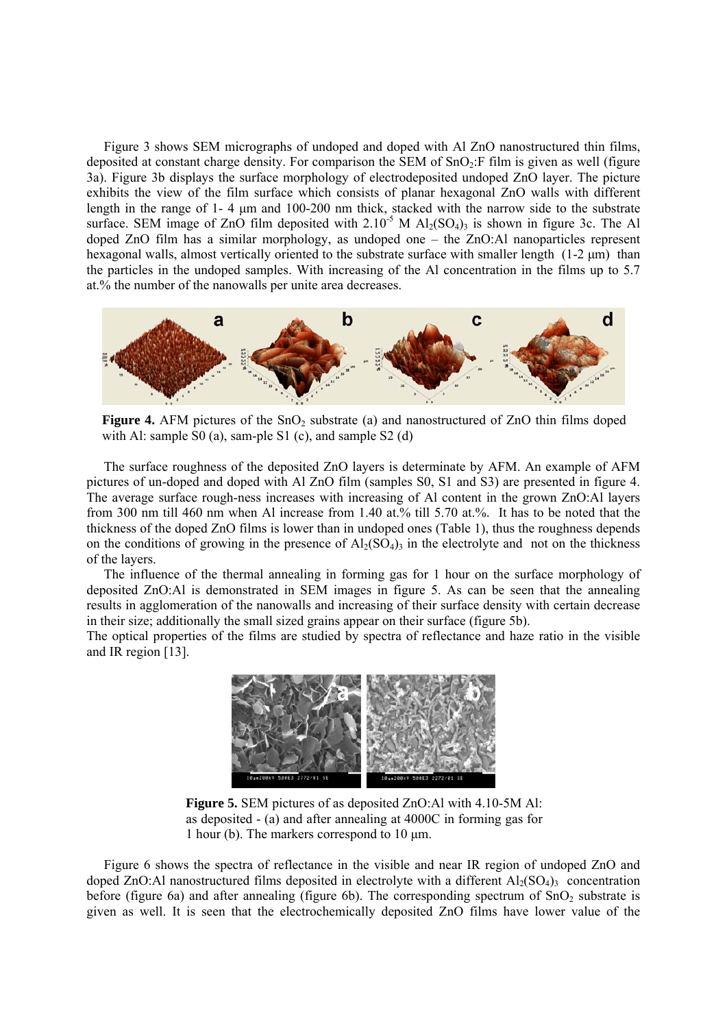Figure 3 shows SEM micrographs of undoped and doped with Al ZnO nanostructured thin films, deposited at constant charge density. For comparison the SEM of $SnO_2$:F film is given as well (figure 3a). Figure 3b displays the surface morphology of electrodeposited undoped ZnO layer. The picture exhibits the view of the film surface which consists of planar hexagonal ZnO walls with different length in the range of 1- 4 µm and 100-200 nm thick, stacked with the narrow side to the substrate surface. SEM image of ZnO film deposited with $2.10^{-5}$ M $Al_2(SO_4)_3$ is shown in figure 3c. The Al doped ZnO film has a similar morphology, as undoped one – the ZnO:Al nanoparticles represent hexagonal walls, almost vertically oriented to the substrate surface with smaller length (1-2 µm) than the particles in the undoped samples. With increasing of the Al concentration in the films up to 5.7 at.% the number of the nanowalls per unite area decreases.

**Figure 4.** AFM pictures of the $SnO_2$ substrate (a) and nanostructured of ZnO thin films doped with Al: sample S0 (a), sam-ple S1 (c), and sample S2 (d)

The surface roughness of the deposited ZnO layers is determinate by AFM. An example of AFM pictures of un-doped and doped with Al ZnO film (samples S0, S1 and S3) are presented in figure 4. The average surface rough-ness increases with increasing of Al content in the grown ZnO:Al layers from 300 nm till 460 nm when Al increase from 1.40 at.% till 5.70 at.%. It has to be noted that the thickness of the doped ZnO films is lower than in undoped ones (Table 1), thus the roughness depends on the conditions of growing in the presence of $Al_2(SO_4)_3$ in the electrolyte and not on the thickness of the layers.

The influence of the thermal annealing in forming gas for 1 hour on the surface morphology of deposited ZnO:Al is demonstrated in SEM images in figure 5. As can be seen that the annealing results in agglomeration of the nanowalls and increasing of their surface density with certain decrease in their size; additionally the small sized grains appear on their surface (figure 5b).

The optical properties of the films are studied by spectra of reflectance and haze ratio in the visible and IR region [13].

**Figure 5.** SEM pictures of as deposited ZnO:Al with 4.10-5M Al: as deposited - (a) and after annealing at 4000C in forming gas for 1 hour (b). The markers correspond to 10 µm.

Figure 6 shows the spectra of reflectance in the visible and near IR region of undoped ZnO and doped ZnO:Al nanostructured films deposited in electrolyte with a different $Al_2(SO_4)_3$ concentration before (figure 6a) and after annealing (figure 6b). The corresponding spectrum of $SnO_2$ substrate is given as well. It is seen that the electrochemically deposited ZnO films have lower value of the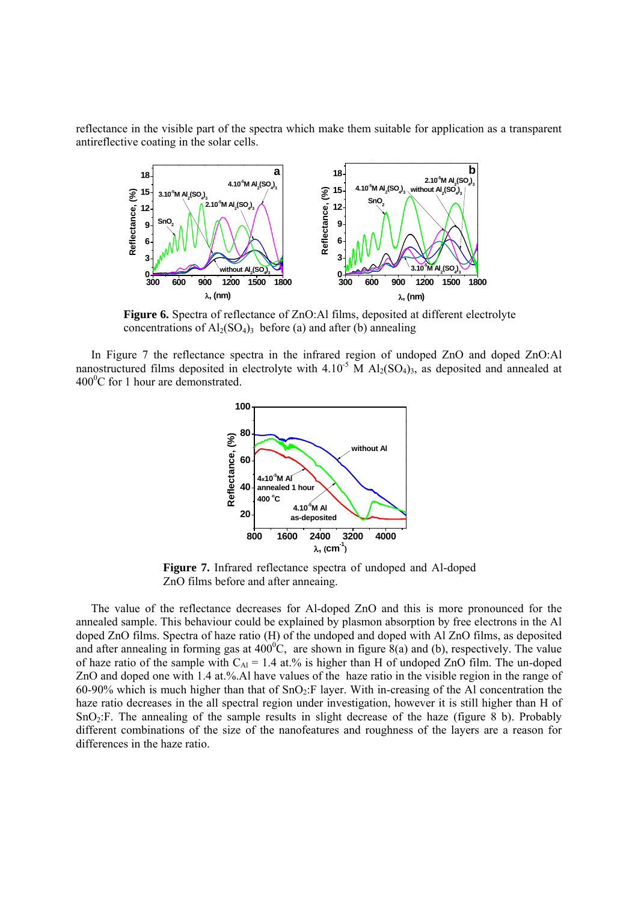reflectance in the visible part of the spectra which make them suitable for application as a transparent antireflective coating in the solar cells.

**Figure 6.** Spectra of reflectance of ZnO:Al films, deposited at different electrolyte concentrations of $Al_2(SO_4)_3$ before (a) and after (b) annealing

In Figure 7 the reflectance spectra in the infrared region of undoped ZnO and doped ZnO:Al nanostructured films deposited in electrolyte with $4.10^{-5}$ M $Al_2(SO_4)_3$, as deposited and annealed at $400^0$C for 1 hour are demonstrated.

**Figure 7.** Infrared reflectance spectra of undoped and Al-doped ZnO films before and after anneaing.

The value of the reflectance decreases for Al-doped ZnO and this is more pronounced for the annealed sample. This behaviour could be explained by plasmon absorption by free electrons in the Al doped ZnO films. Spectra of haze ratio (H) of the undoped and doped with Al ZnO films, as deposited and after annealing in forming gas at $400^0$C, are shown in figure 8(a) and (b), respectively. The value of haze ratio of the sample with $C_{Al}$ = 1.4 at.% is higher than H of undoped ZnO film. The un-doped ZnO and doped one with 1.4 at.%.Al have values of the haze ratio in the visible region in the range of 60-90% which is much higher than that of $SnO_2$:F layer. With in-creasing of the Al concentration the haze ratio decreases in the all spectral region under investigation, however it is still higher than H of $SnO_2$:F. The annealing of the sample results in slight decrease of the haze (figure 8 b). Probably different combinations of the size of the nanofeatures and roughness of the layers are a reason for differences in the haze ratio.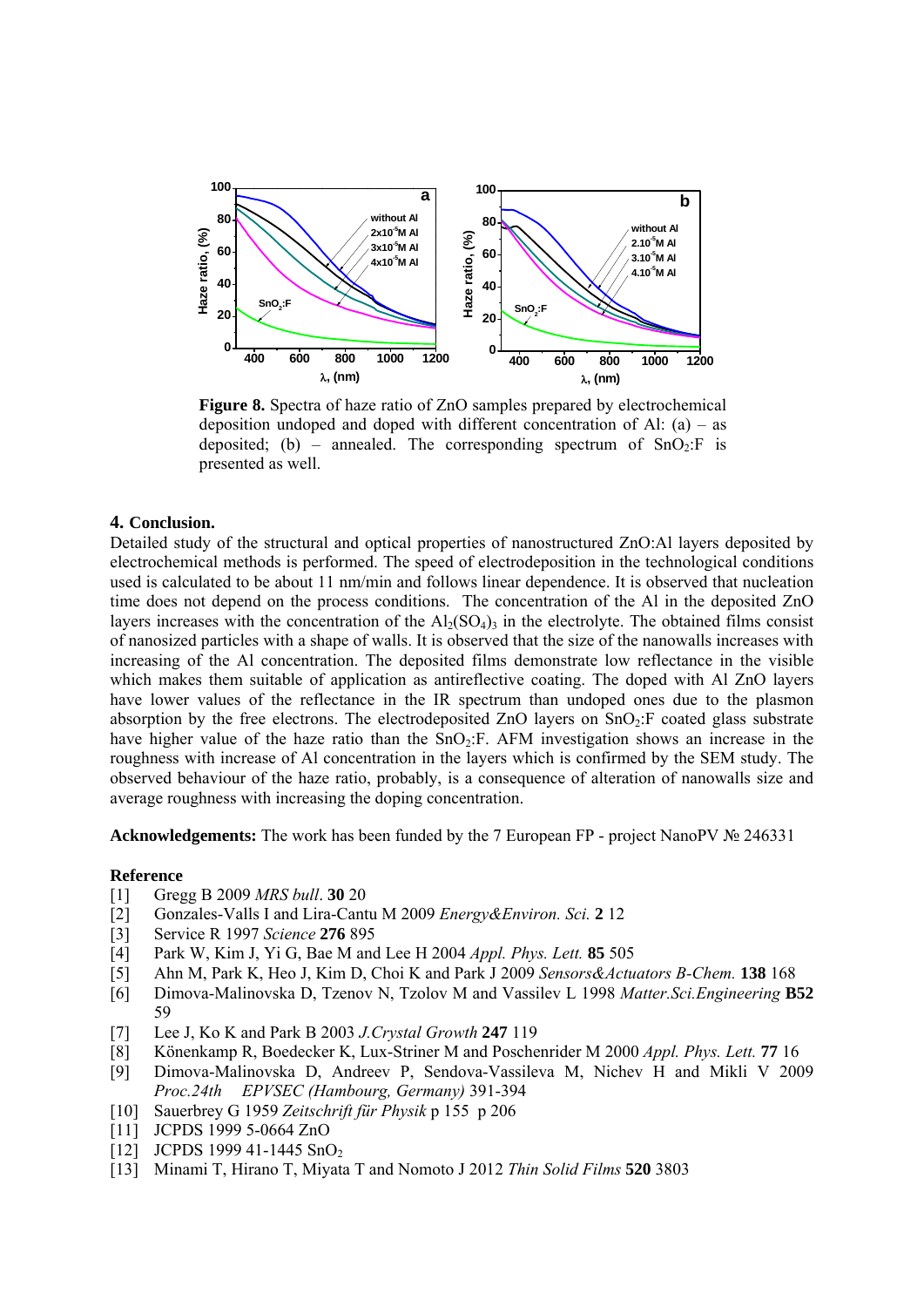a

100
80
60
40
20
0

Haze ratio, (%)

400 600 800 1000 1200

λ, (nm)

without Al
$2x10^{-5}$M Al
$3x10^{-5}$M Al
$4x10^{-5}$M Al

$SnO_2$:F

b

100
80
60
40
20
0

Haze ratio, (%)

400 600 800 1000 1200

λ, (nm)

without Al
$2.10^{-5}$M Al
$3.10^{-5}$M Al
$4.10^{-5}$M Al

$SnO_2$:F

**Figure 8.** Spectra of haze ratio of ZnO samples prepared by electrochemical deposition undoped and doped with different concentration of Al: (a) – as deposited; (b) – annealed. The corresponding spectrum of $SnO_2$:F is presented as well.

## 4. Conclusion.

Detailed study of the structural and optical properties of nanostructured ZnO:Al layers deposited by electrochemical methods is performed. The speed of electrodeposition in the technological conditions used is calculated to be about 11 nm/min and follows linear dependence. It is observed that nucleation time does not depend on the process conditions. The concentration of the Al in the deposited ZnO layers increases with the concentration of the $Al_2(SO_4)_3$ in the electrolyte. The obtained films consist of nanosized particles with a shape of walls. It is observed that the size of the nanowalls increases with increasing of the Al concentration. The deposited films demonstrate low reflectance in the visible which makes them suitable of application as antireflective coating. The doped with Al ZnO layers have lower values of the reflectance in the IR spectrum than undoped ones due to the plasmon absorption by the free electrons. The electrodeposited ZnO layers on $SnO_2$:F coated glass substrate have higher value of the haze ratio than the $SnO_2$:F. AFM investigation shows an increase in the roughness with increase of Al concentration in the layers which is confirmed by the SEM study. The observed behaviour of the haze ratio, probably, is a consequence of alteration of nanowalls size and average roughness with increasing the doping concentration.

**Acknowledgements:** The work has been funded by the 7 European FP - project NanoPV № 246331

### Reference

[1] Gregg B 2009 *MRS bull*. **30** 20
[2] Gonzales-Valls I and Lira-Cantu M 2009 *Energy&Environ. Sci.* **2** 12
[3] Service R 1997 *Science* **276** 895
[4] Park W, Kim J, Yi G, Bae M and Lee H 2004 *Appl. Phys. Lett.* **85** 505
[5] Ahn M, Park K, Heo J, Kim D, Choi K and Park J 2009 *Sensors&Actuators B-Chem.* **138** 168
[6] Dimova-Malinovska D, Tzenov N, Tzolov M and Vassilev L 1998 *Matter.Sci.Engineering* **B52** 59
[7] Lee J, Ko K and Park B 2003 *J.Crystal Growth* **247** 119
[8] Könenkamp R, Boedecker K, Lux-Striner M and Poschenrider M 2000 *Appl. Phys. Lett.* **77** 16
[9] Dimova-Malinovska D, Andreev P, Sendova-Vassileva M, Nichev H and Mikli V 2009 *Proc.24th EPVSEC (Hambourg, Germany)* 391-394
[10] Sauerbrey G 1959 *Zeitschrift für Physik* p 155 p 206
[11] JCPDS 1999 5-0664 ZnO
[12] JCPDS 1999 41-1445 $SnO_2$
[13] Minami T, Hirano T, Miyata T and Nomoto J 2012 *Thin Solid Films* **520** 3803